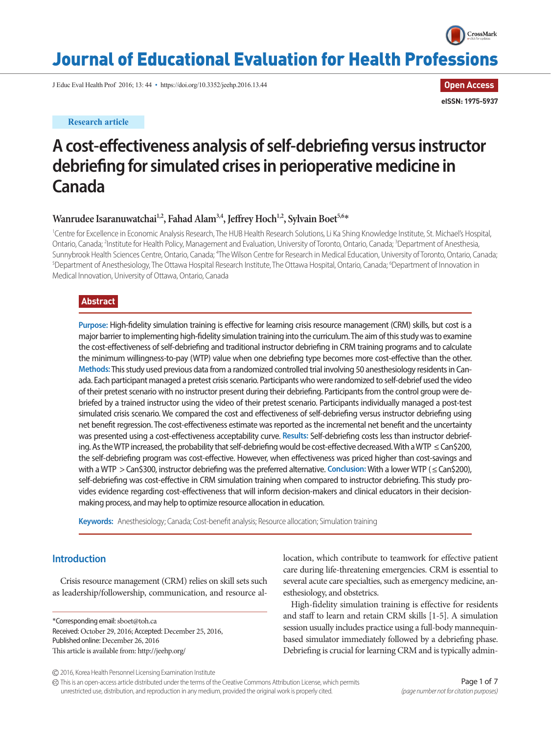Research article

# A cost-effectiveness analysis of self-debriefing versus instructor debriefing for simulated crises in perioperative medicine in Canada

**Wanrudee Isaranuwatchai[1,2], Fahad Alam[3,4], Jeffrey Hoch[1,2], Sylvain Boet[5,6]***

[1]Centre for Excellence in Economic Analysis Research, The HUB Health Research Solutions, Li Ka Shing Knowledge Institute, St. Michael's Hospital, Ontario, Canada; [2]Institute for Health Policy, Management and Evaluation, University of Toronto, Ontario, Canada; [3]Department of Anesthesia, Sunnybrook Health Sciences Centre, Ontario, Canada; [4]The Wilson Centre for Research in Medical Education, University of Toronto, Ontario, Canada; [5]Department of Anesthesiology, The Ottawa Hospital Research Institute, The Ottawa Hospital, Ontario, Canada; [6]Department of Innovation in Medical Innovation, University of Ottawa, Ontario, Canada

## Abstract

**Purpose:** High-fidelity simulation training is effective for learning crisis resource management (CRM) skills, but cost is a major barrier to implementing high-fidelity simulation training into the curriculum. The aim of this study was to examine the cost-effectiveness of self-debriefing and traditional instructor debriefing in CRM training programs and to calculate the minimum willingness-to-pay (WTP) value when one debriefing type becomes more cost-effective than the other. **Methods:** This study used previous data from a randomized controlled trial involving 50 anesthesiology residents in Canada. Each participant managed a pretest crisis scenario. Participants who were randomized to self-debrief used the video of their pretest scenario with no instructor present during their debriefing. Participants from the control group were debriefed by a trained instructor using the video of their pretest scenario. Participants individually managed a post-test simulated crisis scenario. We compared the cost and effectiveness of self-debriefing versus instructor debriefing using net benefit regression. The cost-effectiveness estimate was reported as the incremental net benefit and the uncertainty was presented using a cost-effectiveness acceptability curve. **Results:** Self-debriefing costs less than instructor debriefing. As the WTP increased, the probability that self-debriefing would be cost-effective decreased. With a WTP ≤ Can$200, the self-debriefing program was cost-effective. However, when effectiveness was priced higher than cost-savings and with a WTP > Can$300, instructor debriefing was the preferred alternative. **Conclusion:** With a lower WTP (≤ Can$200), self-debriefing was cost-effective in CRM simulation training when compared to instructor debriefing. This study provides evidence regarding cost-effectiveness that will inform decision-makers and clinical educators in their decision-making process, and may help to optimize resource allocation in education.

**Keywords:** Anesthesiology; Canada; Cost-benefit analysis; Resource allocation; Simulation training

## Introduction

Crisis resource management (CRM) relies on skill sets such as leadership/followership, communication, and resource allocation, which contribute to teamwork for effective patient care during life-threatening emergencies. CRM is essential to several acute care specialties, such as emergency medicine, anesthesiology, and obstetrics.

High-fidelity simulation training is effective for residents and staff to learn and retain CRM skills [1-5]. A simulation session usually includes practice using a full-body mannequin-based simulator immediately followed by a debriefing phase. Debriefing is crucial for learning CRM and is typically admin-

*Corresponding email: sboet@toh.ca
Received: October 29, 2016; Accepted: December 25, 2016, Published online: December 26, 2016
This article is available from: http://jeehp.org/

© 2016, Korea Health Personnel Licensing Examination Institute
This is an open-access article distributed under the terms of the Creative Commons Attribution License, which permits unrestricted use, distribution, and reproduction in any medium, provided the original work is properly cited.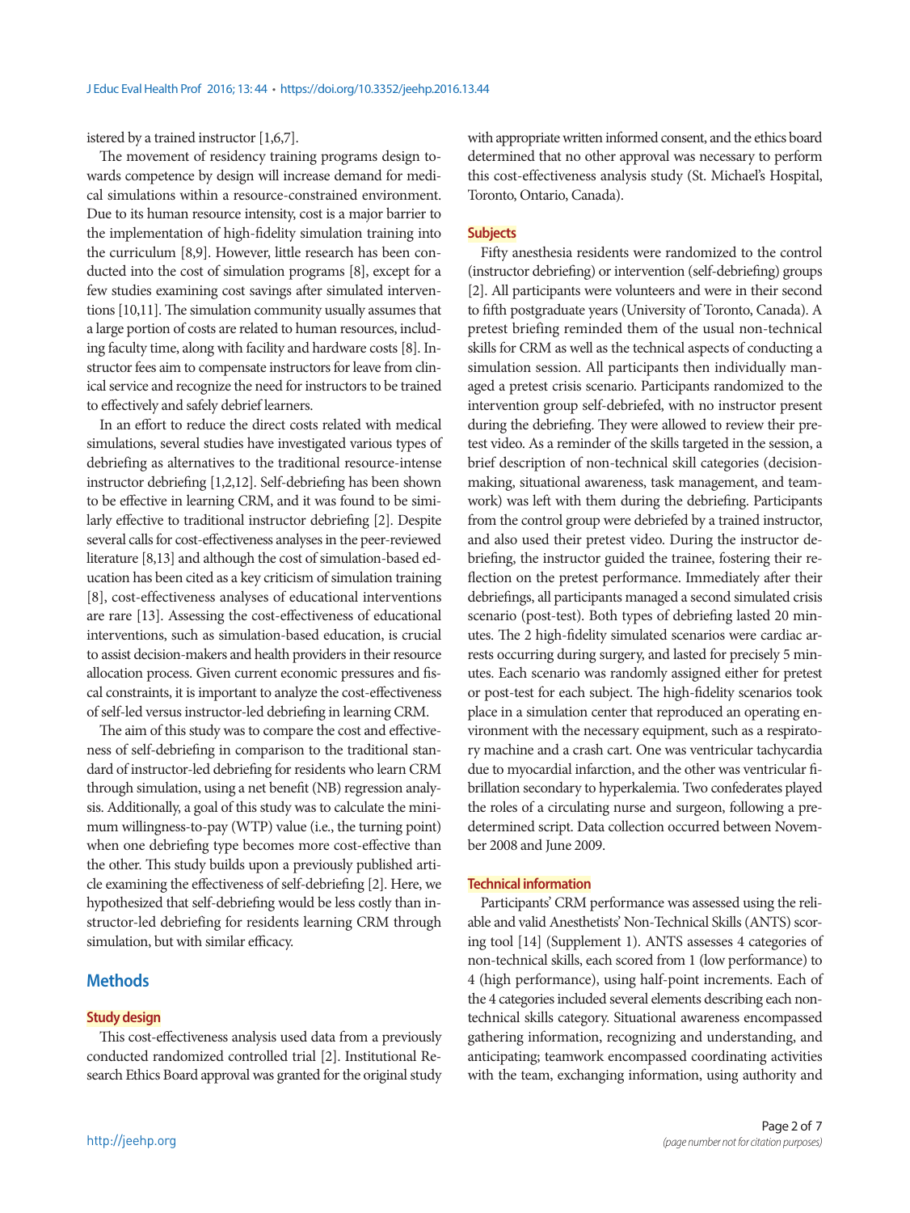istered by a trained instructor [1,6,7].

The movement of residency training programs design towards competence by design will increase demand for medical simulations within a resource-constrained environment. Due to its human resource intensity, cost is a major barrier to the implementation of high-fidelity simulation training into the curriculum [8,9]. However, little research has been conducted into the cost of simulation programs [8], except for a few studies examining cost savings after simulated interventions [10,11]. The simulation community usually assumes that a large portion of costs are related to human resources, including faculty time, along with facility and hardware costs [8]. Instructor fees aim to compensate instructors for leave from clinical service and recognize the need for instructors to be trained to effectively and safely debrief learners.

In an effort to reduce the direct costs related with medical simulations, several studies have investigated various types of debriefing as alternatives to the traditional resource-intense instructor debriefing [1,2,12]. Self-debriefing has been shown to be effective in learning CRM, and it was found to be similarly effective to traditional instructor debriefing [2]. Despite several calls for cost-effectiveness analyses in the peer-reviewed literature [8,13] and although the cost of simulation-based education has been cited as a key criticism of simulation training [8], cost-effectiveness analyses of educational interventions are rare [13]. Assessing the cost-effectiveness of educational interventions, such as simulation-based education, is crucial to assist decision-makers and health providers in their resource allocation process. Given current economic pressures and fiscal constraints, it is important to analyze the cost-effectiveness of self-led versus instructor-led debriefing in learning CRM.

The aim of this study was to compare the cost and effectiveness of self-debriefing in comparison to the traditional standard of instructor-led debriefing for residents who learn CRM through simulation, using a net benefit (NB) regression analysis. Additionally, a goal of this study was to calculate the minimum willingness-to-pay (WTP) value (i.e., the turning point) when one debriefing type becomes more cost-effective than the other. This study builds upon a previously published article examining the effectiveness of self-debriefing [2]. Here, we hypothesized that self-debriefing would be less costly than instructor-led debriefing for residents learning CRM through simulation, but with similar efficacy.

## Methods

### Study design

This cost-effectiveness analysis used data from a previously conducted randomized controlled trial [2]. Institutional Research Ethics Board approval was granted for the original study with appropriate written informed consent, and the ethics board determined that no other approval was necessary to perform this cost-effectiveness analysis study (St. Michael's Hospital, Toronto, Ontario, Canada).

### Subjects

Fifty anesthesia residents were randomized to the control (instructor debriefing) or intervention (self-debriefing) groups [2]. All participants were volunteers and were in their second to fifth postgraduate years (University of Toronto, Canada). A pretest briefing reminded them of the usual non-technical skills for CRM as well as the technical aspects of conducting a simulation session. All participants then individually managed a pretest crisis scenario. Participants randomized to the intervention group self-debriefed, with no instructor present during the debriefing. They were allowed to review their pretest video. As a reminder of the skills targeted in the session, a brief description of non-technical skill categories (decision-making, situational awareness, task management, and teamwork) was left with them during the debriefing. Participants from the control group were debriefed by a trained instructor, and also used their pretest video. During the instructor debriefing, the instructor guided the trainee, fostering their reflection on the pretest performance. Immediately after their debriefings, all participants managed a second simulated crisis scenario (post-test). Both types of debriefing lasted 20 minutes. The 2 high-fidelity simulated scenarios were cardiac arrests occurring during surgery, and lasted for precisely 5 minutes. Each scenario was randomly assigned either for pretest or post-test for each subject. The high-fidelity scenarios took place in a simulation center that reproduced an operating environment with the necessary equipment, such as a respiratory machine and a crash cart. One was ventricular tachycardia due to myocardial infarction, and the other was ventricular fibrillation secondary to hyperkalemia. Two confederates played the roles of a circulating nurse and surgeon, following a predetermined script. Data collection occurred between November 2008 and June 2009.

### Technical information

Participants' CRM performance was assessed using the reliable and valid Anesthetists' Non-Technical Skills (ANTS) scoring tool [14] (Supplement 1). ANTS assesses 4 categories of non-technical skills, each scored from 1 (low performance) to 4 (high performance), using half-point increments. Each of the 4 categories included several elements describing each non-technical skills category. Situational awareness encompassed gathering information, recognizing and understanding, and anticipating; teamwork encompassed coordinating activities with the team, exchanging information, using authority and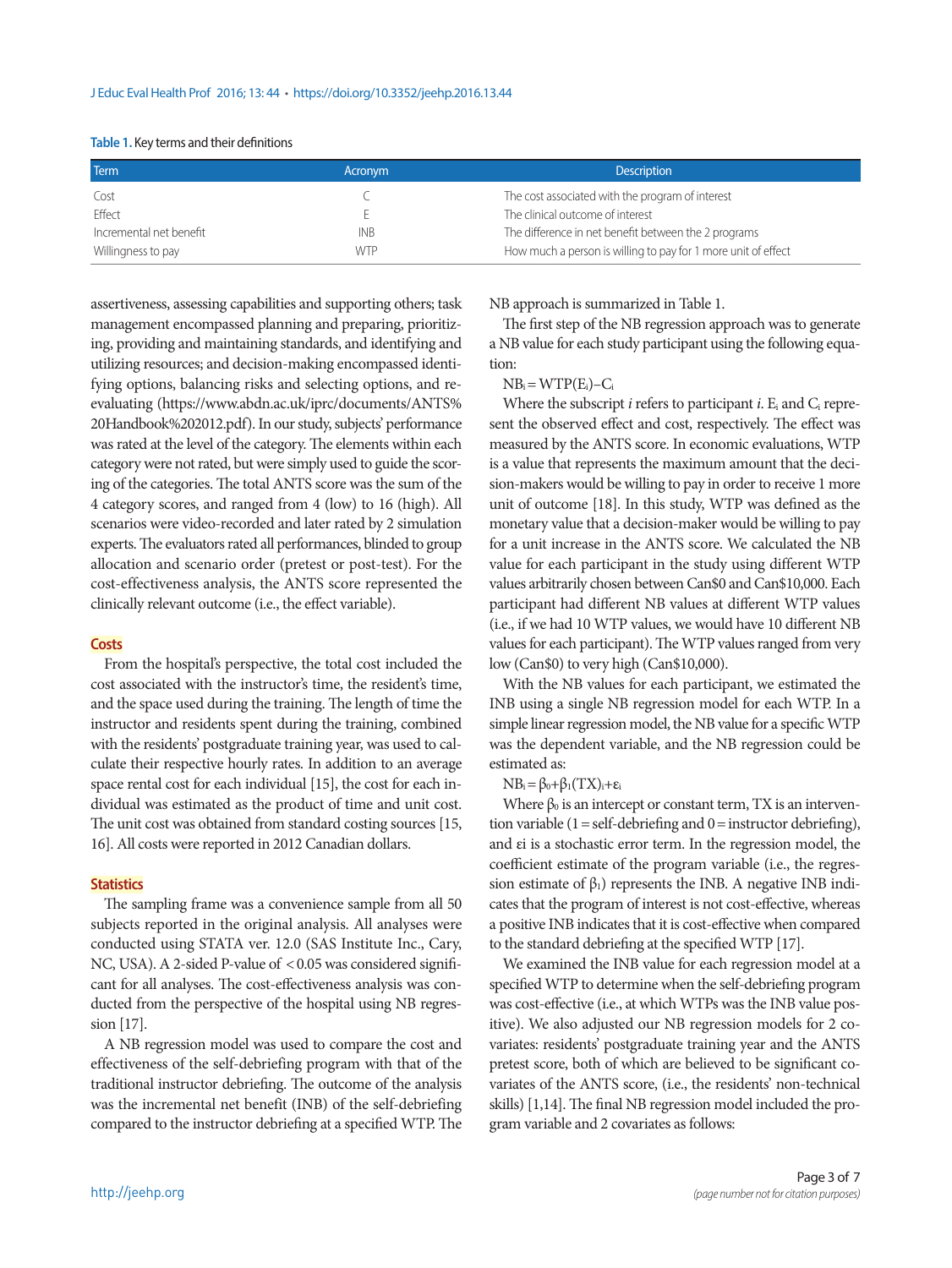**Table 1.** Key terms and their definitions

| Term | Acronym | Description |
| --- | --- | --- |
| Cost | C | The cost associated with the program of interest |
| Effect | E | The clinical outcome of interest |
| Incremental net benefit | INB | The difference in net benefit between the 2 programs |
| Willingness to pay | WTP | How much a person is willing to pay for 1 more unit of effect |

assertiveness, assessing capabilities and supporting others; task management encompassed planning and preparing, prioritizing, providing and maintaining standards, and identifying and utilizing resources; and decision-making encompassed identifying options, balancing risks and selecting options, and re-evaluating (https://www.abdn.ac.uk/iprc/documents/ANTS%20Handbook%202012.pdf). In our study, subjects' performance was rated at the level of the category. The elements within each category were not rated, but were simply used to guide the scoring of the categories. The total ANTS score was the sum of the 4 category scores, and ranged from 4 (low) to 16 (high). All scenarios were video-recorded and later rated by 2 simulation experts. The evaluators rated all performances, blinded to group allocation and scenario order (pretest or post-test). For the cost-effectiveness analysis, the ANTS score represented the clinically relevant outcome (i.e., the effect variable).

## Costs

From the hospital's perspective, the total cost included the cost associated with the instructor's time, the resident's time, and the space used during the training. The length of time the instructor and residents spent during the training, combined with the residents' postgraduate training year, was used to calculate their respective hourly rates. In addition to an average space rental cost for each individual [15], the cost for each individual was estimated as the product of time and unit cost. The unit cost was obtained from standard costing sources [15, 16]. All costs were reported in 2012 Canadian dollars.

## Statistics

The sampling frame was a convenience sample from all 50 subjects reported in the original analysis. All analyses were conducted using STATA ver. 12.0 (SAS Institute Inc., Cary, NC, USA). A 2-sided P-value of $<0.05$ was considered significant for all analyses. The cost-effectiveness analysis was conducted from the perspective of the hospital using NB regression [17].

A NB regression model was used to compare the cost and effectiveness of the self-debriefing program with that of the traditional instructor debriefing. The outcome of the analysis was the incremental net benefit (INB) of the self-debriefing compared to the instructor debriefing at a specified WTP. The NB approach is summarized in Table 1.

The first step of the NB regression approach was to generate a NB value for each study participant using the following equation:

$$NB_i = WTP(E_i) - C_i$$

Where the subscript $i$ refers to participant $i$. $E_i$ and $C_i$ represent the observed effect and cost, respectively. The effect was measured by the ANTS score. In economic evaluations, WTP is a value that represents the maximum amount that the decision-makers would be willing to pay in order to receive 1 more unit of outcome [18]. In this study, WTP was defined as the monetary value that a decision-maker would be willing to pay for a unit increase in the ANTS score. We calculated the NB value for each participant in the study using different WTP values arbitrarily chosen between Can$0 and Can$10,000. Each participant had different NB values at different WTP values (i.e., if we had 10 WTP values, we would have 10 different NB values for each participant). The WTP values ranged from very low (Can$0) to very high (Can$10,000).

With the NB values for each participant, we estimated the INB using a single NB regression model for each WTP. In a simple linear regression model, the NB value for a specific WTP was the dependent variable, and the NB regression could be estimated as:

$$NB_i = \beta_0 + \beta_1(TX)_i + \varepsilon_i$$

Where $\beta_0$ is an intercept or constant term, TX is an intervention variable (1 = self-debriefing and 0 = instructor debriefing), and $\varepsilon i$ is a stochastic error term. In the regression model, the coefficient estimate of the program variable (i.e., the regression estimate of $\beta_1$) represents the INB. A negative INB indicates that the program of interest is not cost-effective, whereas a positive INB indicates that it is cost-effective when compared to the standard debriefing at the specified WTP [17].

We examined the INB value for each regression model at a specified WTP to determine when the self-debriefing program was cost-effective (i.e., at which WTPs was the INB value positive). We also adjusted our NB regression models for 2 covariates: residents' postgraduate training year and the ANTS pretest score, both of which are believed to be significant covariates of the ANTS score, (i.e., the residents' non-technical skills) [1,14]. The final NB regression model included the program variable and 2 covariates as follows: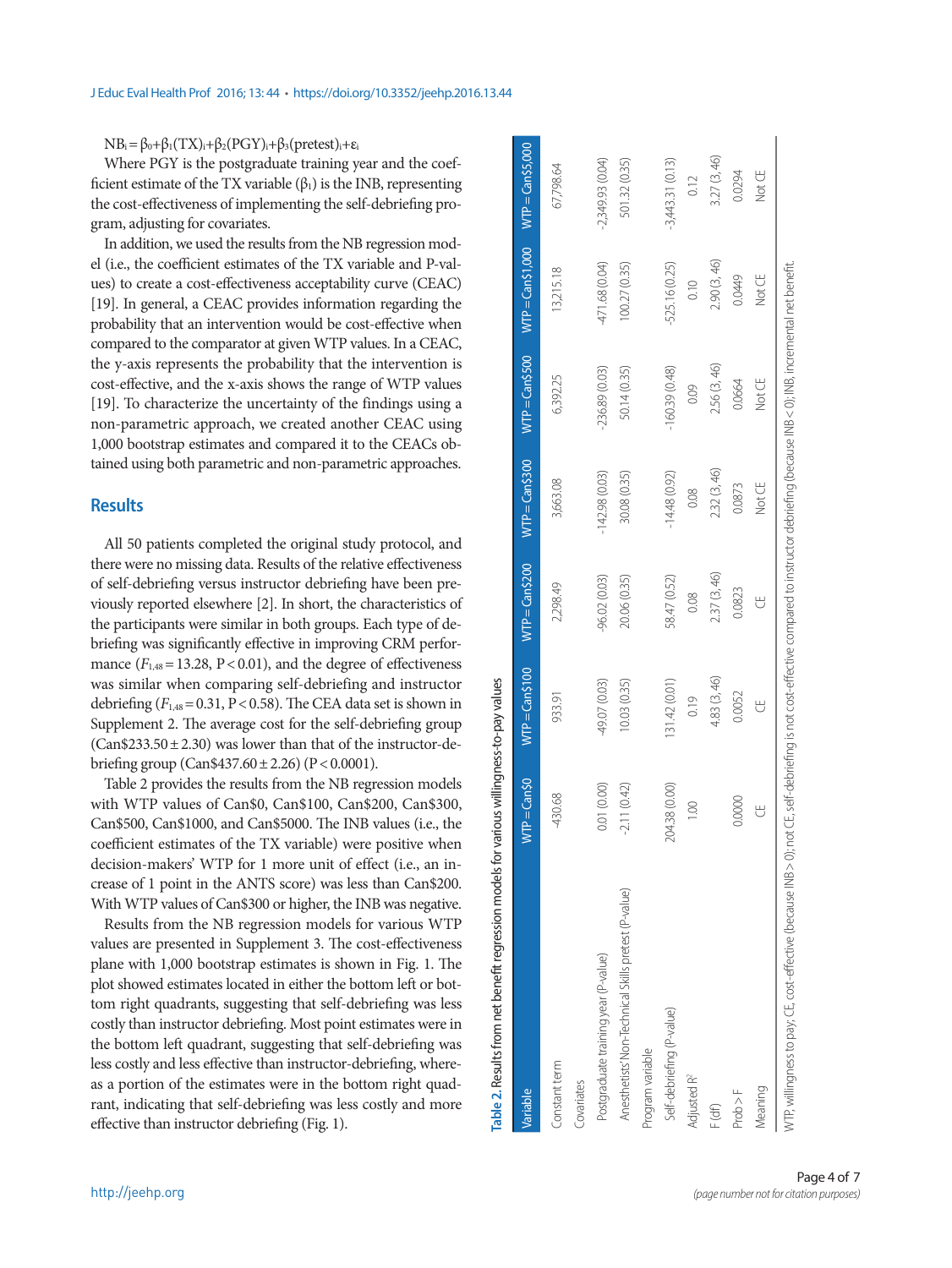$NB_i = \beta_0 + \beta_1(TX)_i + \beta_2(PGY)_i + \beta_3(\text{pretest})_i + \varepsilon_i$

Where PGY is the postgraduate training year and the coefficient estimate of the TX variable ($\beta_1$) is the INB, representing the cost-effectiveness of implementing the self-debriefing program, adjusting for covariates.

In addition, we used the results from the NB regression model (i.e., the coefficient estimates of the TX variable and P-values) to create a cost-effectiveness acceptability curve (CEAC) [19]. In general, a CEAC provides information regarding the probability that an intervention would be cost-effective when compared to the comparator at given WTP values. In a CEAC, the y-axis represents the probability that the intervention is cost-effective, and the x-axis shows the range of WTP values [19]. To characterize the uncertainty of the findings using a non-parametric approach, we created another CEAC using 1,000 bootstrap estimates and compared it to the CEACs obtained using both parametric and non-parametric approaches.

## Results

All 50 patients completed the original study protocol, and there were no missing data. Results of the relative effectiveness of self-debriefing versus instructor debriefing have been previously reported elsewhere [2]. In short, the characteristics of the participants were similar in both groups. Each type of debriefing was significantly effective in improving CRM performance ($F_{1,48} = 13.28$, $P < 0.01$), and the degree of effectiveness was similar when comparing self-debriefing and instructor debriefing ($F_{1,48} = 0.31$, $P < 0.58$). The CEA data set is shown in Supplement 2. The average cost for the self-debriefing group (Can$233.50 ± 2.30) was lower than that of the instructor-debriefing group (Can$437.60 ± 2.26) ($P < 0.0001$).

Table 2 provides the results from the NB regression models with WTP values of Can$0, Can$100, Can$200, Can$300, Can$500, Can$1000, and Can$5000. The INB values (i.e., the coefficient estimates of the TX variable) were positive when decision-makers' WTP for 1 more unit of effect (i.e., an increase of 1 point in the ANTS score) was less than Can$200. With WTP values of Can$300 or higher, the INB was negative.

Results from the NB regression models for various WTP values are presented in Supplement 3. The cost-effectiveness plane with 1,000 bootstrap estimates is shown in Fig. 1. The plot showed estimates located in either the bottom left or bottom right quadrants, suggesting that self-debriefing was less costly than instructor debriefing. Most point estimates were in the bottom left quadrant, suggesting that self-debriefing was less costly and less effective than instructor-debriefing, whereas a portion of the estimates were in the bottom right quadrant, indicating that self-debriefing was less costly and more effective than instructor debriefing (Fig. 1).

**Table 2.** Results from net benefit regression models for various willingness-to-pay values

| Variable | WTP = Can$0 | WTP = Can$100 | WTP = Can$200 | WTP = Can$300 | WTP = Can$500 | WTP = Can$1,000 | WTP = Can$5,000 |
|---|---|---|---|---|---|---|---|
| Constant term | -430.68 | 933.91 | 2,298.49 | 3,663.08 | 6,392.25 | 13,215.18 | 67,798.64 |
| Covariates | | | | | | | |
| Postgraduate training year (P-value) | 0.01 (0.00) | -49.07 (0.03) | -96.02 (0.03) | -142.98 (0.03) | -236.89 (0.03) | -471.68 (0.04) | -2,349.93 (0.04) |
| Anesthetists' Non-Technical Skills pretest (P-value) | -2.11 (0.42) | 10.03 (0.35) | 20.06 (0.35) | 30.08 (0.35) | 50.14 (0.35) | 100.27 (0.35) | 501.32 (0.35) |
| Program variable | | | | | | | |
| Self-debriefing (P-value) | 204.38 (0.00) | 131.42 (0.01) | 58.47 (0.52) | -14.48 (0.92) | -160.39 (0.48) | -525.16 (0.25) | -3,443.31 (0.13) |
| Adjusted $R^2$ | 1.00 | 0.19 | 0.08 | 0.08 | 0.09 | 0.10 | 0.12 |
| F (df) | | 4.83 (3, 46) | 2.37 (3, 46) | 2.32 (3, 46) | 2.56 (3, 46) | 2.90 (3, 46) | 3.27 (3, 46) |
| Prob > F | 0.0000 | 0.0052 | 0.0823 | 0.0873 | 0.0664 | 0.0449 | 0.0294 |
| Meaning | CE | CE | CE | Not CE | Not CE | Not CE | Not CE |

WTP, willingness to pay; CE, cost-effective (because INB > 0); not CE, self-debriefing is not cost-effective compared to instructor debriefing (because INB < 0); INB, incremental net benefit.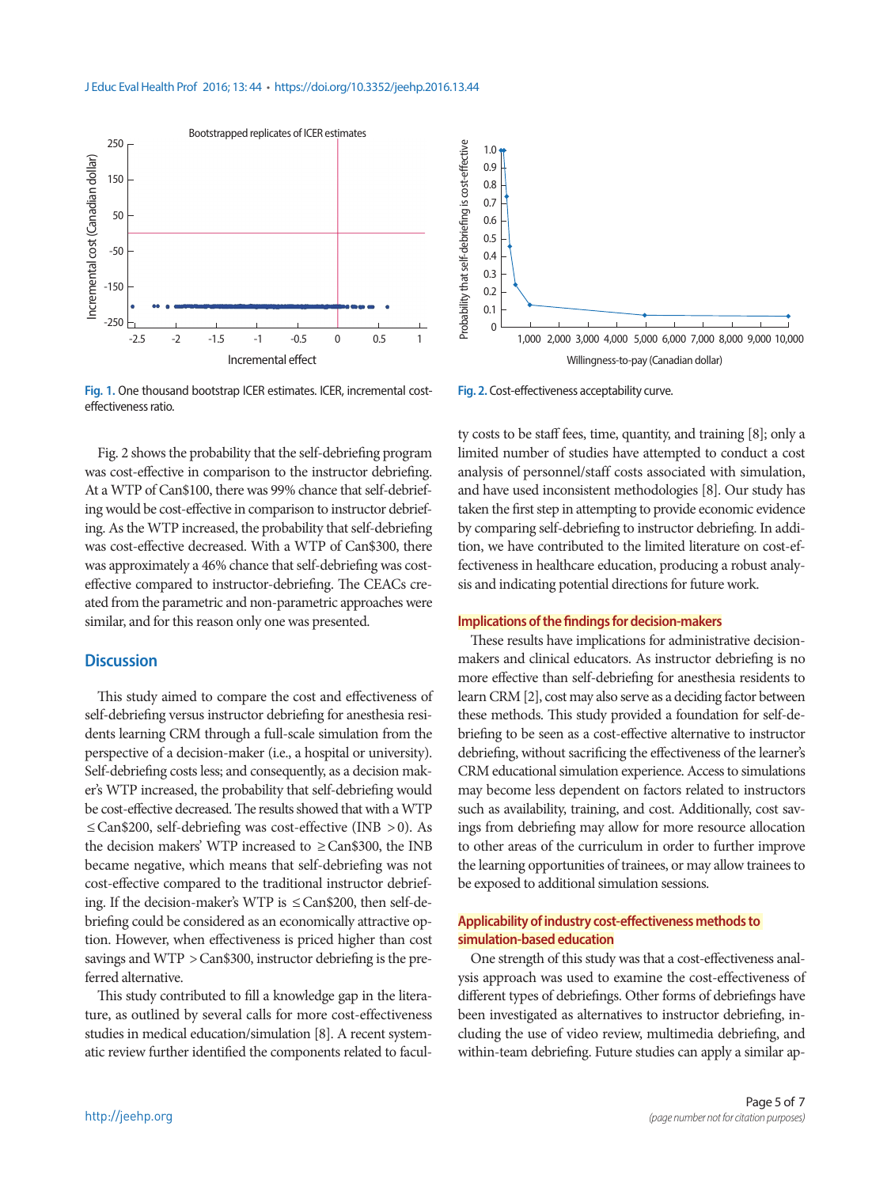Fig. 1. One thousand bootstrap ICER estimates. ICER, incremental cost-effectiveness ratio.

Fig. 2. Cost-effectiveness acceptability curve.

Fig. 2 shows the probability that the self-debriefing program was cost-effective in comparison to the instructor debriefing. At a WTP of Can$100, there was 99% chance that self-debriefing would be cost-effective in comparison to instructor debriefing. As the WTP increased, the probability that self-debriefing was cost-effective decreased. With a WTP of Can$300, there was approximately a 46% chance that self-debriefing was cost-effective compared to instructor-debriefing. The CEACs created from the parametric and non-parametric approaches were similar, and for this reason only one was presented.

## Discussion

This study aimed to compare the cost and effectiveness of self-debriefing versus instructor debriefing for anesthesia residents learning CRM through a full-scale simulation from the perspective of a decision-maker (i.e., a hospital or university). Self-debriefing costs less; and consequently, as a decision maker's WTP increased, the probability that self-debriefing would be cost-effective decreased. The results showed that with a WTP ≤Can$200, self-debriefing was cost-effective (INB >0). As the decision makers' WTP increased to ≥Can$300, the INB became negative, which means that self-debriefing was not cost-effective compared to the traditional instructor debriefing. If the decision-maker's WTP is ≤Can$200, then self-debriefing could be considered as an economically attractive option. However, when effectiveness is priced higher than cost savings and WTP >Can$300, instructor debriefing is the preferred alternative.

This study contributed to fill a knowledge gap in the literature, as outlined by several calls for more cost-effectiveness studies in medical education/simulation [8]. A recent systematic review further identified the components related to faculty costs to be staff fees, time, quantity, and training [8]; only a limited number of studies have attempted to conduct a cost analysis of personnel/staff costs associated with simulation, and have used inconsistent methodologies [8]. Our study has taken the first step in attempting to provide economic evidence by comparing self-debriefing to instructor debriefing. In addition, we have contributed to the limited literature on cost-effectiveness in healthcare education, producing a robust analysis and indicating potential directions for future work.

### Implications of the findings for decision-makers

These results have implications for administrative decision-makers and clinical educators. As instructor debriefing is no more effective than self-debriefing for anesthesia residents to learn CRM [2], cost may also serve as a deciding factor between these methods. This study provided a foundation for self-debriefing to be seen as a cost-effective alternative to instructor debriefing, without sacrificing the effectiveness of the learner's CRM educational simulation experience. Access to simulations may become less dependent on factors related to instructors such as availability, training, and cost. Additionally, cost savings from debriefing may allow for more resource allocation to other areas of the curriculum in order to further improve the learning opportunities of trainees, or may allow trainees to be exposed to additional simulation sessions.

### Applicability of industry cost-effectiveness methods to simulation-based education

One strength of this study was that a cost-effectiveness analysis approach was used to examine the cost-effectiveness of different types of debriefings. Other forms of debriefings have been investigated as alternatives to instructor debriefing, including the use of video review, multimedia debriefing, and within-team debriefing. Future studies can apply a similar ap-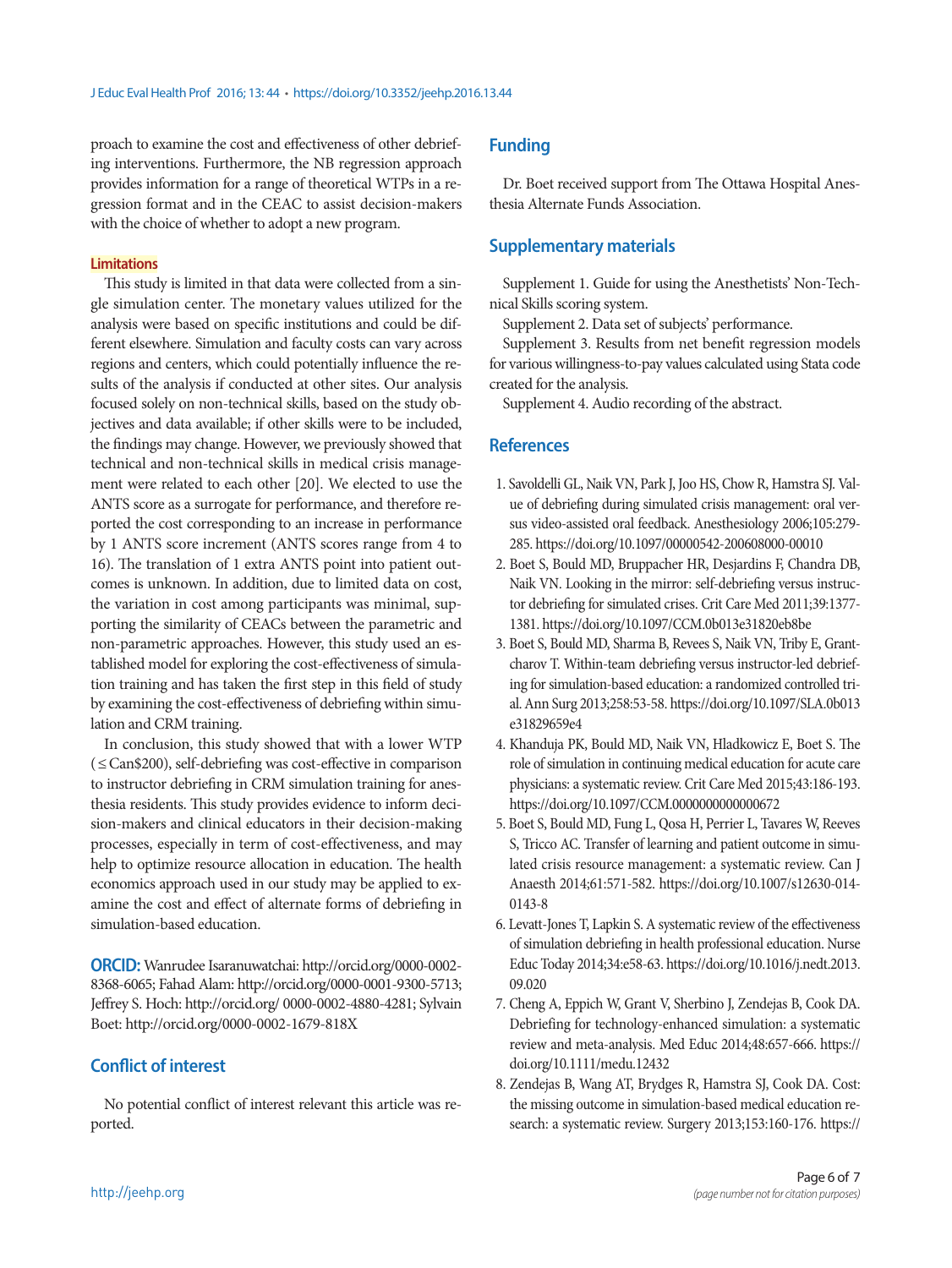proach to examine the cost and effectiveness of other debriefing interventions. Furthermore, the NB regression approach provides information for a range of theoretical WTPs in a regression format and in the CEAC to assist decision-makers with the choice of whether to adopt a new program.

### Limitations

This study is limited in that data were collected from a single simulation center. The monetary values utilized for the analysis were based on specific institutions and could be different elsewhere. Simulation and faculty costs can vary across regions and centers, which could potentially influence the results of the analysis if conducted at other sites. Our analysis focused solely on non-technical skills, based on the study objectives and data available; if other skills were to be included, the findings may change. However, we previously showed that technical and non-technical skills in medical crisis management were related to each other [20]. We elected to use the ANTS score as a surrogate for performance, and therefore reported the cost corresponding to an increase in performance by 1 ANTS score increment (ANTS scores range from 4 to 16). The translation of 1 extra ANTS point into patient outcomes is unknown. In addition, due to limited data on cost, the variation in cost among participants was minimal, supporting the similarity of CEACs between the parametric and non-parametric approaches. However, this study used an established model for exploring the cost-effectiveness of simulation training and has taken the first step in this field of study by examining the cost-effectiveness of debriefing within simulation and CRM training.

In conclusion, this study showed that with a lower WTP (≤Can$200), self-debriefing was cost-effective in comparison to instructor debriefing in CRM simulation training for anesthesia residents. This study provides evidence to inform decision-makers and clinical educators in their decision-making processes, especially in term of cost-effectiveness, and may help to optimize resource allocation in education. The health economics approach used in our study may be applied to examine the cost and effect of alternate forms of debriefing in simulation-based education.

**ORCID:** Wanrudee Isaranuwatchai: http://orcid.org/0000-0002-8368-6065; Fahad Alam: http://orcid.org/0000-0001-9300-5713; Jeffrey S. Hoch: http://orcid.org/ 0000-0002-4880-4281; Sylvain Boet: http://orcid.org/0000-0002-1679-818X

## Conflict of interest

No potential conflict of interest relevant this article was reported.

## Funding

Dr. Boet received support from The Ottawa Hospital Anesthesia Alternate Funds Association.

## Supplementary materials

Supplement 1. Guide for using the Anesthetists' Non-Technical Skills scoring system.

Supplement 2. Data set of subjects' performance.

Supplement 3. Results from net benefit regression models for various willingness-to-pay values calculated using Stata code created for the analysis.

Supplement 4. Audio recording of the abstract.

## References

1. Savoldelli GL, Naik VN, Park J, Joo HS, Chow R, Hamstra SJ. Value of debriefing during simulated crisis management: oral versus video-assisted oral feedback. Anesthesiology 2006;105:279-285. https://doi.org/10.1097/00000542-200608000-00010
2. Boet S, Bould MD, Bruppacher HR, Desjardins F, Chandra DB, Naik VN. Looking in the mirror: self-debriefing versus instructor debriefing for simulated crises. Crit Care Med 2011;39:1377-1381. https://doi.org/10.1097/CCM.0b013e31820eb8be
3. Boet S, Bould MD, Sharma B, Revees S, Naik VN, Triby E, Grantcharov T. Within-team debriefing versus instructor-led debriefing for simulation-based education: a randomized controlled trial. Ann Surg 2013;258:53-58. https://doi.org/10.1097/SLA.0b013e31829659e4
4. Khanduja PK, Bould MD, Naik VN, Hladkowicz E, Boet S. The role of simulation in continuing medical education for acute care physicians: a systematic review. Crit Care Med 2015;43:186-193. https://doi.org/10.1097/CCM.0000000000000672
5. Boet S, Bould MD, Fung L, Qosa H, Perrier L, Tavares W, Reeves S, Tricco AC. Transfer of learning and patient outcome in simulated crisis resource management: a systematic review. Can J Anaesth 2014;61:571-582. https://doi.org/10.1007/s12630-014-0143-8
6. Levatt-Jones T, Lapkin S. A systematic review of the effectiveness of simulation debriefing in health professional education. Nurse Educ Today 2014;34:e58-63. https://doi.org/10.1016/j.nedt.2013.09.020
7. Cheng A, Eppich W, Grant V, Sherbino J, Zendejas B, Cook DA. Debriefing for technology-enhanced simulation: a systematic review and meta-analysis. Med Educ 2014;48:657-666. https://doi.org/10.1111/medu.12432
8. Zendejas B, Wang AT, Brydges R, Hamstra SJ, Cook DA. Cost: the missing outcome in simulation-based medical education research: a systematic review. Surgery 2013;153:160-176. https://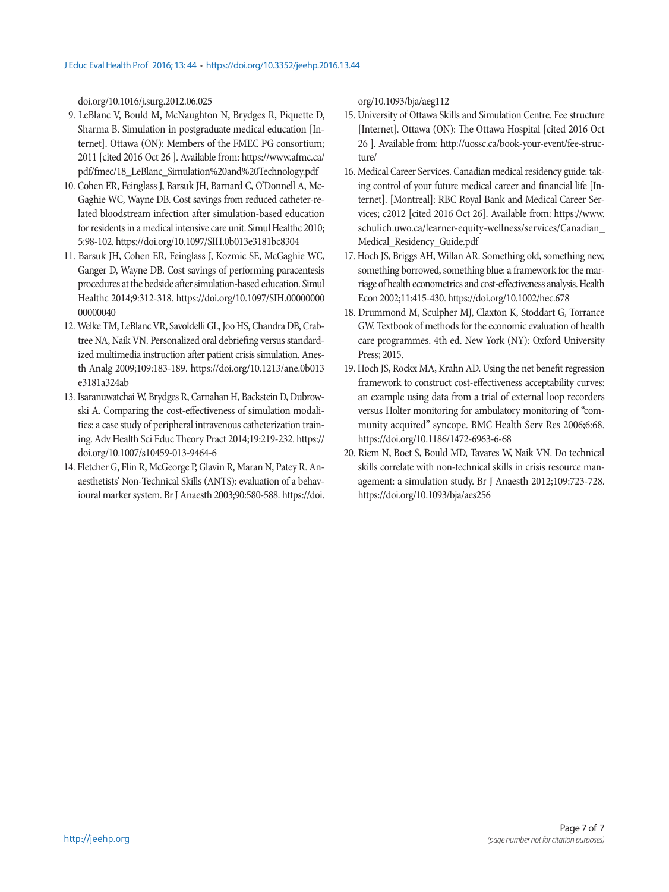doi.org/10.1016/j.surg.2012.06.025

9. LeBlanc V, Bould M, McNaughton N, Brydges R, Piquette D, Sharma B. Simulation in postgraduate medical education [Internet]. Ottawa (ON): Members of the FMEC PG consortium; 2011 [cited 2016 Oct 26 ]. Available from: https://www.afmc.ca/pdf/fmec/18_LeBlanc_Simulation%20and%20Technology.pdf
10. Cohen ER, Feinglass J, Barsuk JH, Barnard C, O'Donnell A, McGaghie WC, Wayne DB. Cost savings from reduced catheter-related bloodstream infection after simulation-based education for residents in a medical intensive care unit. Simul Healthc 2010;5:98-102. https://doi.org/10.1097/SIH.0b013e3181bc8304
11. Barsuk JH, Cohen ER, Feinglass J, Kozmic SE, McGaghie WC, Ganger D, Wayne DB. Cost savings of performing paracentesis procedures at the bedside after simulation-based education. Simul Healthc 2014;9:312-318. https://doi.org/10.1097/SIH.0000000000000040
12. Welke TM, LeBlanc VR, Savoldelli GL, Joo HS, Chandra DB, Crabtree NA, Naik VN. Personalized oral debriefing versus standardized multimedia instruction after patient crisis simulation. Anesth Analg 2009;109:183-189. https://doi.org/10.1213/ane.0b013e3181a324ab
13. Isaranuwatchai W, Brydges R, Carnahan H, Backstein D, Dubrowski A. Comparing the cost-effectiveness of simulation modalities: a case study of peripheral intravenous catheterization training. Adv Health Sci Educ Theory Pract 2014;19:219-232. https://doi.org/10.1007/s10459-013-9464-6
14. Fletcher G, Flin R, McGeorge P, Glavin R, Maran N, Patey R. Anaesthetists' Non-Technical Skills (ANTS): evaluation of a behavioural marker system. Br J Anaesth 2003;90:580-588. https://doi.org/10.1093/bja/aeg112
15. University of Ottawa Skills and Simulation Centre. Fee structure [Internet]. Ottawa (ON): The Ottawa Hospital [cited 2016 Oct 26 ]. Available from: http://uossc.ca/book-your-event/fee-structure/
16. Medical Career Services. Canadian medical residency guide: taking control of your future medical career and financial life [Internet]. [Montreal]: RBC Royal Bank and Medical Career Services; c2012 [cited 2016 Oct 26]. Available from: https://www.schulich.uwo.ca/learner-equity-wellness/services/Canadian_Medical_Residency_Guide.pdf
17. Hoch JS, Briggs AH, Willan AR. Something old, something new, something borrowed, something blue: a framework for the marriage of health econometrics and cost-effectiveness analysis. Health Econ 2002;11:415-430. https://doi.org/10.1002/hec.678
18. Drummond M, Sculpher MJ, Claxton K, Stoddart G, Torrance GW. Textbook of methods for the economic evaluation of health care programmes. 4th ed. New York (NY): Oxford University Press; 2015.
19. Hoch JS, Rockx MA, Krahn AD. Using the net benefit regression framework to construct cost-effectiveness acceptability curves: an example using data from a trial of external loop recorders versus Holter monitoring for ambulatory monitoring of "community acquired" syncope. BMC Health Serv Res 2006;6:68. https://doi.org/10.1186/1472-6963-6-68
20. Riem N, Boet S, Bould MD, Tavares W, Naik VN. Do technical skills correlate with non-technical skills in crisis resource management: a simulation study. Br J Anaesth 2012;109:723-728. https://doi.org/10.1093/bja/aes256